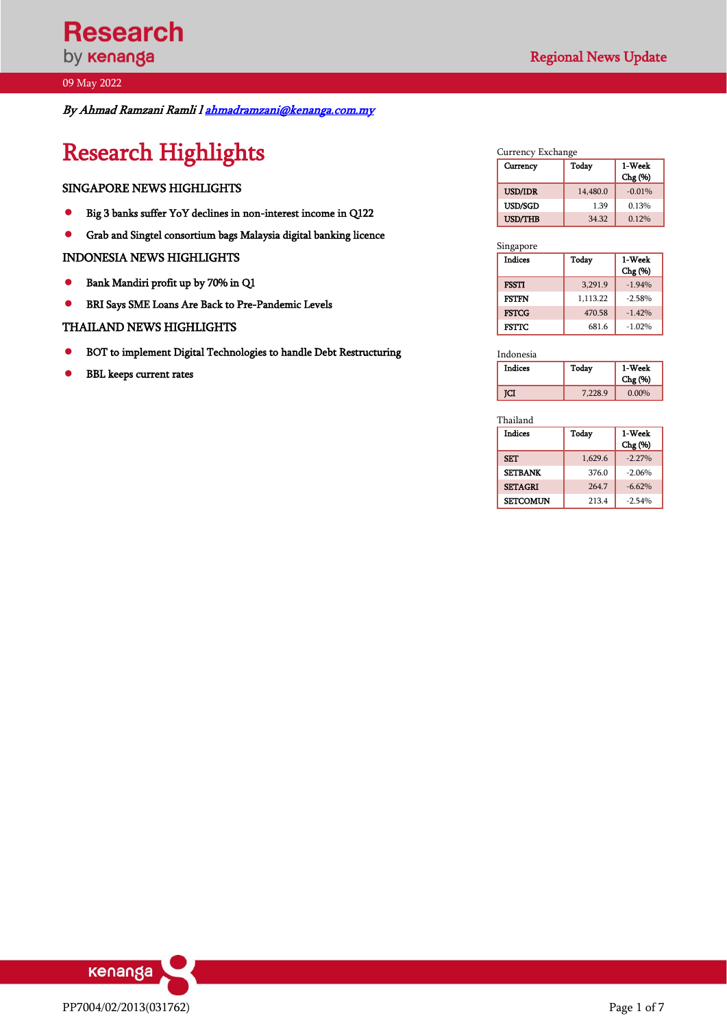Research by kenanga

Regional News Update

09 May 2022

*By Ahmad Ramzani Ramli l [ahmadramzani@kenanga.com.my](mailto:ahmadramzani@kenanga.com.my)*

# Research Highlights

## SINGAPORE NEWS HIGHLIGHTS

- Big 3 banks suffer YoY declines in non-interest income in Q122
- Grab and Singtel consortium bags Malaysia digital banking licence

## INDONESIA NEWS HIGHLIGHTS

- Bank Mandiri profit up by 70% in Q1
- BRI Says SME Loans Are Back to Pre-Pandemic Levels

## THAILAND NEWS HIGHLIGHTS

- BOT to implement Digital Technologies to handle Debt Restructuring
- BBL keeps current rates

Currency Exchange

| Currency | Today | 1-Week Chg (%) |
|---|---|---|
| USD/IDR | 14,480.0 | -0.01% |
| USD/SGD | 1.39 | 0.13% |
| USD/THB | 34.32 | 0.12% |

Singapore

| Indices | Today | 1-Week Chg (%) |
|---|---|---|
| FSSTI | 3,291.9 | -1.94% |
| FSTFN | 1,113.22 | -2.58% |
| FSTCG | 470.58 | -1.42% |
| FSTTC | 681.6 | -1.02% |

Indonesia

| Indices | Today | 1-Week Chg (%) |
|---|---|---|
| JCI | 7,228.9 | 0.00% |

Thailand

| Indices | Today | 1-Week Chg (%) |
|---|---|---|
| SET | 1,629.6 | -2.27% |
| SETBANK | 376.0 | -2.06% |
| SETAGRI | 264.7 | -6.62% |
| SETCOMUN | 213.4 | -2.54% |

PP7004/02/2013(031762)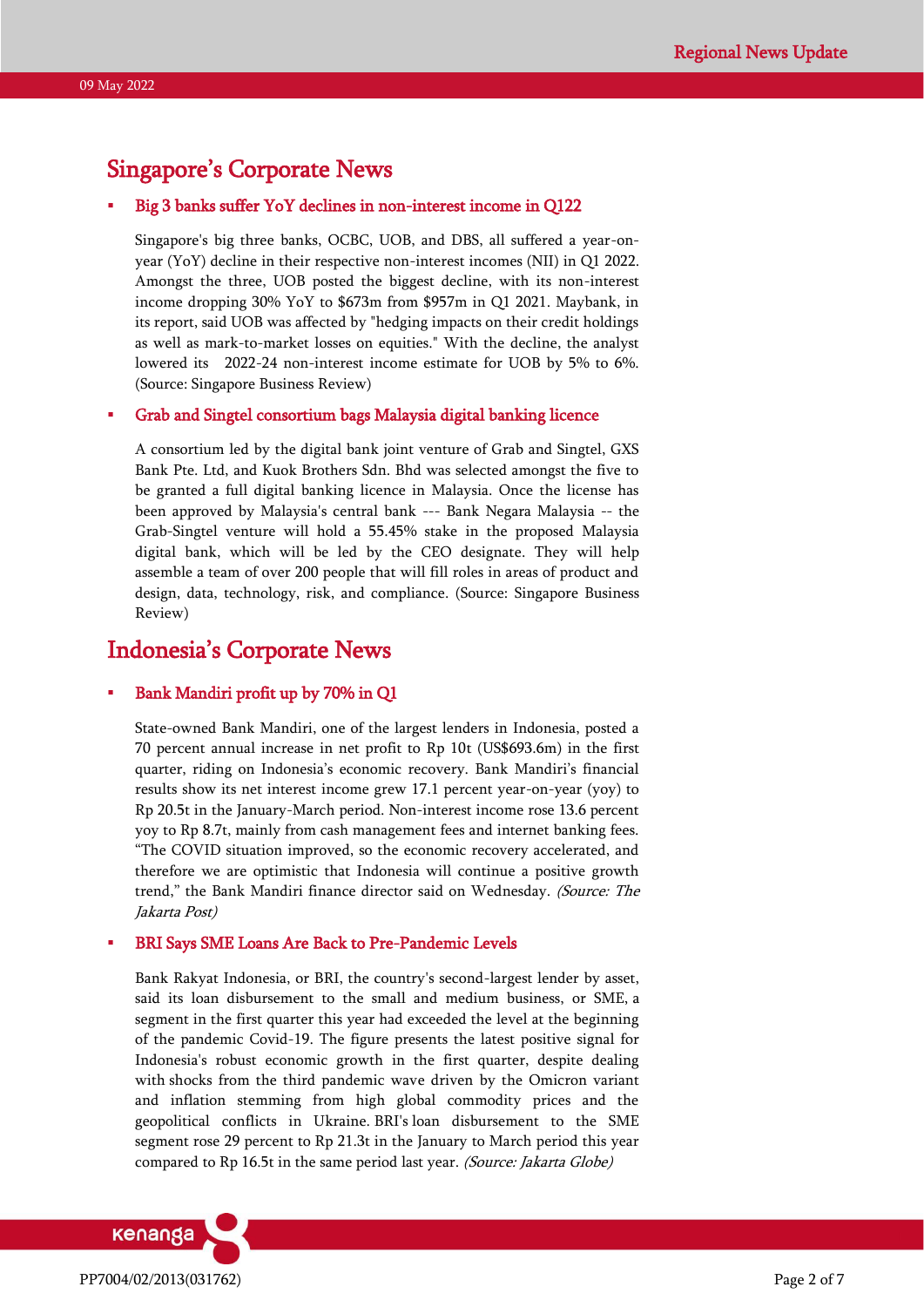## Singapore's Corporate News

- **Big 3 banks suffer YoY declines in non-interest income in Q122**

  Singapore's big three banks, OCBC, UOB, and DBS, all suffered a year-on-year (YoY) decline in their respective non-interest incomes (NII) in Q1 2022. Amongst the three, UOB posted the biggest decline, with its non-interest income dropping 30% YoY to $673m from $957m in Q1 2021. Maybank, in its report, said UOB was affected by "hedging impacts on their credit holdings as well as mark-to-market losses on equities." With the decline, the analyst lowered its 2022-24 non-interest income estimate for UOB by 5% to 6%. (Source: Singapore Business Review)

- **Grab and Singtel consortium bags Malaysia digital banking licence**

  A consortium led by the digital bank joint venture of Grab and Singtel, GXS Bank Pte. Ltd, and Kuok Brothers Sdn. Bhd was selected amongst the five to be granted a full digital banking licence in Malaysia. Once the license has been approved by Malaysia's central bank --- Bank Negara Malaysia -- the Grab-Singtel venture will hold a 55.45% stake in the proposed Malaysia digital bank, which will be led by the CEO designate. They will help assemble a team of over 200 people that will fill roles in areas of product and design, data, technology, risk, and compliance. (Source: Singapore Business Review)

## Indonesia's Corporate News

- **Bank Mandiri profit up by 70% in Q1**

  State-owned Bank Mandiri, one of the largest lenders in Indonesia, posted a 70 percent annual increase in net profit to Rp 10t (US$693.6m) in the first quarter, riding on Indonesia's economic recovery. Bank Mandiri's financial results show its net interest income grew 17.1 percent year-on-year (yoy) to Rp 20.5t in the January-March period. Non-interest income rose 13.6 percent yoy to Rp 8.7t, mainly from cash management fees and internet banking fees. "The COVID situation improved, so the economic recovery accelerated, and therefore we are optimistic that Indonesia will continue a positive growth trend," the Bank Mandiri finance director said on Wednesday. *(Source: The Jakarta Post)*

- **BRI Says SME Loans Are Back to Pre-Pandemic Levels**

  Bank Rakyat Indonesia, or BRI, the country's second-largest lender by asset, said its loan disbursement to the small and medium business, or SME, a segment in the first quarter this year had exceeded the level at the beginning of the pandemic Covid-19. The figure presents the latest positive signal for Indonesia's robust economic growth in the first quarter, despite dealing with shocks from the third pandemic wave driven by the Omicron variant and inflation stemming from high global commodity prices and the geopolitical conflicts in Ukraine. BRI's loan disbursement to the SME segment rose 29 percent to Rp 21.3t in the January to March period this year compared to Rp 16.5t in the same period last year. *(Source: Jakarta Globe)*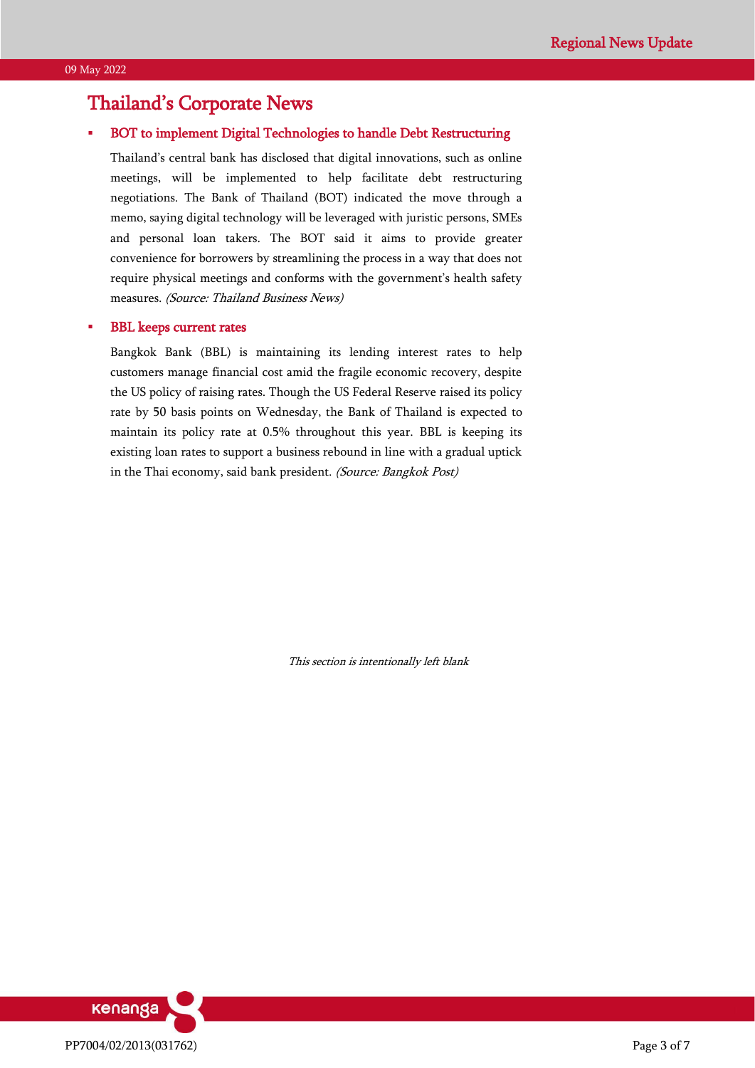# Thailand's Corporate News

- **BOT to implement Digital Technologies to handle Debt Restructuring**

  Thailand's central bank has disclosed that digital innovations, such as online meetings, will be implemented to help facilitate debt restructuring negotiations. The Bank of Thailand (BOT) indicated the move through a memo, saying digital technology will be leveraged with juristic persons, SMEs and personal loan takers. The BOT said it aims to provide greater convenience for borrowers by streamlining the process in a way that does not require physical meetings and conforms with the government's health safety measures. *(Source: Thailand Business News)*

- **BBL keeps current rates**

  Bangkok Bank (BBL) is maintaining its lending interest rates to help customers manage financial cost amid the fragile economic recovery, despite the US policy of raising rates. Though the US Federal Reserve raised its policy rate by 50 basis points on Wednesday, the Bank of Thailand is expected to maintain its policy rate at 0.5% throughout this year. BBL is keeping its existing loan rates to support a business rebound in line with a gradual uptick in the Thai economy, said bank president. *(Source: Bangkok Post)*

*This section is intentionally left blank*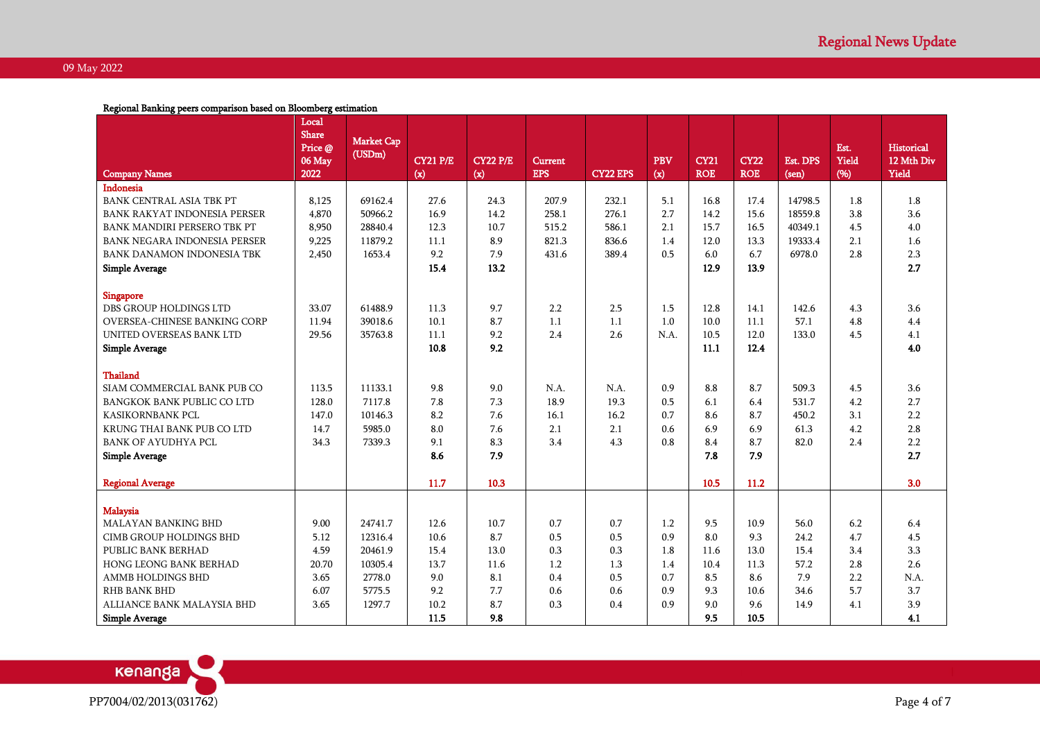Regional Banking peers comparison based on Bloomberg estimation

| Company Names | Local Share Price @ 06 May 2022 | Market Cap (USDm) | CY21 P/E (x) | CY22 P/E (x) | Current EPS | CY22 EPS | PBV (x) | CY21 ROE | CY22 ROE | Est. DPS (sen) | Est. Yield (%) | Historical 12 Mth Div Yield |
|---|---|---|---|---|---|---|---|---|---|---|---|---|
| **Indonesia** | | | | | | | | | | | | |
| BANK CENTRAL ASIA TBK PT | 8,125 | 69162.4 | 27.6 | 24.3 | 207.9 | 232.1 | 5.1 | 16.8 | 17.4 | 14798.5 | 1.8 | 1.8 |
| BANK RAKYAT INDONESIA PERSER | 4,870 | 50966.2 | 16.9 | 14.2 | 258.1 | 276.1 | 2.7 | 14.2 | 15.6 | 18559.8 | 3.8 | 3.6 |
| BANK MANDIRI PERSERO TBK PT | 8,950 | 28840.4 | 12.3 | 10.7 | 515.2 | 586.1 | 2.1 | 15.7 | 16.5 | 40349.1 | 4.5 | 4.0 |
| BANK NEGARA INDONESIA PERSER | 9,225 | 11879.2 | 11.1 | 8.9 | 821.3 | 836.6 | 1.4 | 12.0 | 13.3 | 19333.4 | 2.1 | 1.6 |
| BANK DANAMON INDONESIA TBK | 2,450 | 1653.4 | 9.2 | 7.9 | 431.6 | 389.4 | 0.5 | 6.0 | 6.7 | 6978.0 | 2.8 | 2.3 |
| **Simple Average** | | | **15.4** | **13.2** | | | | **12.9** | **13.9** | | | **2.7** |
| **Singapore** | | | | | | | | | | | | |
| DBS GROUP HOLDINGS LTD | 33.07 | 61488.9 | 11.3 | 9.7 | 2.2 | 2.5 | 1.5 | 12.8 | 14.1 | 142.6 | 4.3 | 3.6 |
| OVERSEA-CHINESE BANKING CORP | 11.94 | 39018.6 | 10.1 | 8.7 | 1.1 | 1.1 | 1.0 | 10.0 | 11.1 | 57.1 | 4.8 | 4.4 |
| UNITED OVERSEAS BANK LTD | 29.56 | 35763.8 | 11.1 | 9.2 | 2.4 | 2.6 | N.A. | 10.5 | 12.0 | 133.0 | 4.5 | 4.1 |
| **Simple Average** | | | **10.8** | **9.2** | | | | **11.1** | **12.4** | | | **4.0** |
| **Thailand** | | | | | | | | | | | | |
| SIAM COMMERCIAL BANK PUB CO | 113.5 | 11133.1 | 9.8 | 9.0 | N.A. | N.A. | 0.9 | 8.8 | 8.7 | 509.3 | 4.5 | 3.6 |
| BANGKOK BANK PUBLIC CO LTD | 128.0 | 7117.8 | 7.8 | 7.3 | 18.9 | 19.3 | 0.5 | 6.1 | 6.4 | 531.7 | 4.2 | 2.7 |
| KASIKORNBANK PCL | 147.0 | 10146.3 | 8.2 | 7.6 | 16.1 | 16.2 | 0.7 | 8.6 | 8.7 | 450.2 | 3.1 | 2.2 |
| KRUNG THAI BANK PUB CO LTD | 14.7 | 5985.0 | 8.0 | 7.6 | 2.1 | 2.1 | 0.6 | 6.9 | 6.9 | 61.3 | 4.2 | 2.8 |
| BANK OF AYUDHYA PCL | 34.3 | 7339.3 | 9.1 | 8.3 | 3.4 | 4.3 | 0.8 | 8.4 | 8.7 | 82.0 | 2.4 | 2.2 |
| **Simple Average** | | | **8.6** | **7.9** | | | | **7.8** | **7.9** | | | **2.7** |
| **Regional Average** | | | **11.7** | **10.3** | | | | **10.5** | **11.2** | | | **3.0** |
| **Malaysia** | | | | | | | | | | | | |
| MALAYAN BANKING BHD | 9.00 | 24741.7 | 12.6 | 10.7 | 0.7 | 0.7 | 1.2 | 9.5 | 10.9 | 56.0 | 6.2 | 6.4 |
| CIMB GROUP HOLDINGS BHD | 5.12 | 12316.4 | 10.6 | 8.7 | 0.5 | 0.5 | 0.9 | 8.0 | 9.3 | 24.2 | 4.7 | 4.5 |
| PUBLIC BANK BERHAD | 4.59 | 20461.9 | 15.4 | 13.0 | 0.3 | 0.3 | 1.8 | 11.6 | 13.0 | 15.4 | 3.4 | 3.3 |
| HONG LEONG BANK BERHAD | 20.70 | 10305.4 | 13.7 | 11.6 | 1.2 | 1.3 | 1.4 | 10.4 | 11.3 | 57.2 | 2.8 | 2.6 |
| AMMB HOLDINGS BHD | 3.65 | 2778.0 | 9.0 | 8.1 | 0.4 | 0.5 | 0.7 | 8.5 | 8.6 | 7.9 | 2.2 | N.A. |
| RHB BANK BHD | 6.07 | 5775.5 | 9.2 | 7.7 | 0.6 | 0.6 | 0.9 | 9.3 | 10.6 | 34.6 | 5.7 | 3.7 |
| ALLIANCE BANK MALAYSIA BHD | 3.65 | 1297.7 | 10.2 | 8.7 | 0.3 | 0.4 | 0.9 | 9.0 | 9.6 | 14.9 | 4.1 | 3.9 |
| **Simple Average** | | | **11.5** | **9.8** | | | | **9.5** | **10.5** | | | **4.1** |

PP7004/02/2013(031762)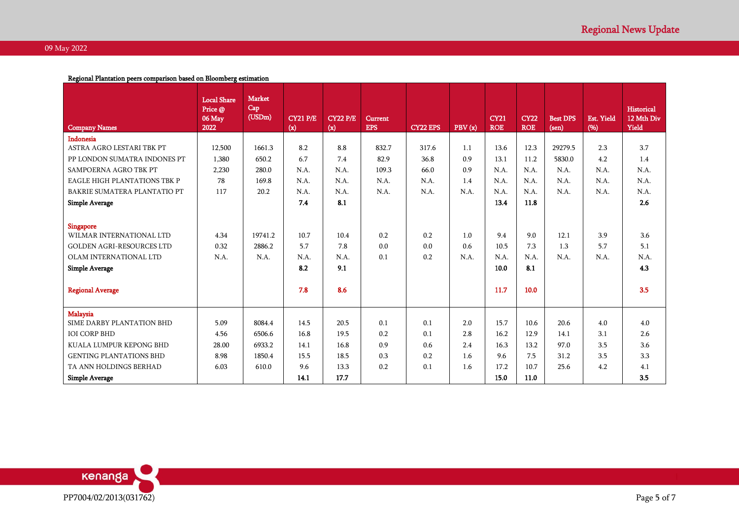Regional Plantation peers comparison based on Bloomberg estimation

| Company Names | Local Share Price @ 06 May 2022 | Market Cap (USDm) | CY21 P/E (x) | CY22 P/E (x) | Current EPS | CY22 EPS | PBV (x) | CY21 ROE | CY22 ROE | Best DPS (sen) | Est. Yield (%) | Historical 12 Mth Div Yield |
|---|---|---|---|---|---|---|---|---|---|---|---|---|
| **Indonesia** | | | | | | | | | | | | |
| ASTRA AGRO LESTARI TBK PT | 12,500 | 1661.3 | 8.2 | 8.8 | 832.7 | 317.6 | 1.1 | 13.6 | 12.3 | 29279.5 | 2.3 | 3.7 |
| PP LONDON SUMATRA INDONES PT | 1,380 | 650.2 | 6.7 | 7.4 | 82.9 | 36.8 | 0.9 | 13.1 | 11.2 | 5830.0 | 4.2 | 1.4 |
| SAMPOERNA AGRO TBK PT | 2,230 | 280.0 | N.A. | N.A. | 109.3 | 66.0 | 0.9 | N.A. | N.A. | N.A. | N.A. | N.A. |
| EAGLE HIGH PLANTATIONS TBK P | 78 | 169.8 | N.A. | N.A. | N.A. | N.A. | 1.4 | N.A. | N.A. | N.A. | N.A. | N.A. |
| BAKRIE SUMATERA PLANTATIO PT | 117 | 20.2 | N.A. | N.A. | N.A. | N.A. | N.A. | N.A. | N.A. | N.A. | N.A. | N.A. |
| **Simple Average** | | | **7.4** | **8.1** | | | | **13.4** | **11.8** | | | **2.6** |
| **Singapore** | | | | | | | | | | | | |
| WILMAR INTERNATIONAL LTD | 4.34 | 19741.2 | 10.7 | 10.4 | 0.2 | 0.2 | 1.0 | 9.4 | 9.0 | 12.1 | 3.9 | 3.6 |
| GOLDEN AGRI-RESOURCES LTD | 0.32 | 2886.2 | 5.7 | 7.8 | 0.0 | 0.0 | 0.6 | 10.5 | 7.3 | 1.3 | 5.7 | 5.1 |
| OLAM INTERNATIONAL LTD | N.A. | N.A. | N.A. | N.A. | 0.1 | 0.2 | N.A. | N.A. | N.A. | N.A. | N.A. | N.A. |
| **Simple Average** | | | **8.2** | **9.1** | | | | **10.0** | **8.1** | | | **4.3** |
| **Regional Average** | | | **7.8** | **8.6** | | | | **11.7** | **10.0** | | | **3.5** |
| **Malaysia** | | | | | | | | | | | | |
| SIME DARBY PLANTATION BHD | 5.09 | 8084.4 | 14.5 | 20.5 | 0.1 | 0.1 | 2.0 | 15.7 | 10.6 | 20.6 | 4.0 | 4.0 |
| IOI CORP BHD | 4.56 | 6506.6 | 16.8 | 19.5 | 0.2 | 0.1 | 2.8 | 16.2 | 12.9 | 14.1 | 3.1 | 2.6 |
| KUALA LUMPUR KEPONG BHD | 28.00 | 6933.2 | 14.1 | 16.8 | 0.9 | 0.6 | 2.4 | 16.3 | 13.2 | 97.0 | 3.5 | 3.6 |
| GENTING PLANTATIONS BHD | 8.98 | 1850.4 | 15.5 | 18.5 | 0.3 | 0.2 | 1.6 | 9.6 | 7.5 | 31.2 | 3.5 | 3.3 |
| TA ANN HOLDINGS BERHAD | 6.03 | 610.0 | 9.6 | 13.3 | 0.2 | 0.1 | 1.6 | 17.2 | 10.7 | 25.6 | 4.2 | 4.1 |
| **Simple Average** | | | **14.1** | **17.7** | | | | **15.0** | **11.0** | | | **3.5** |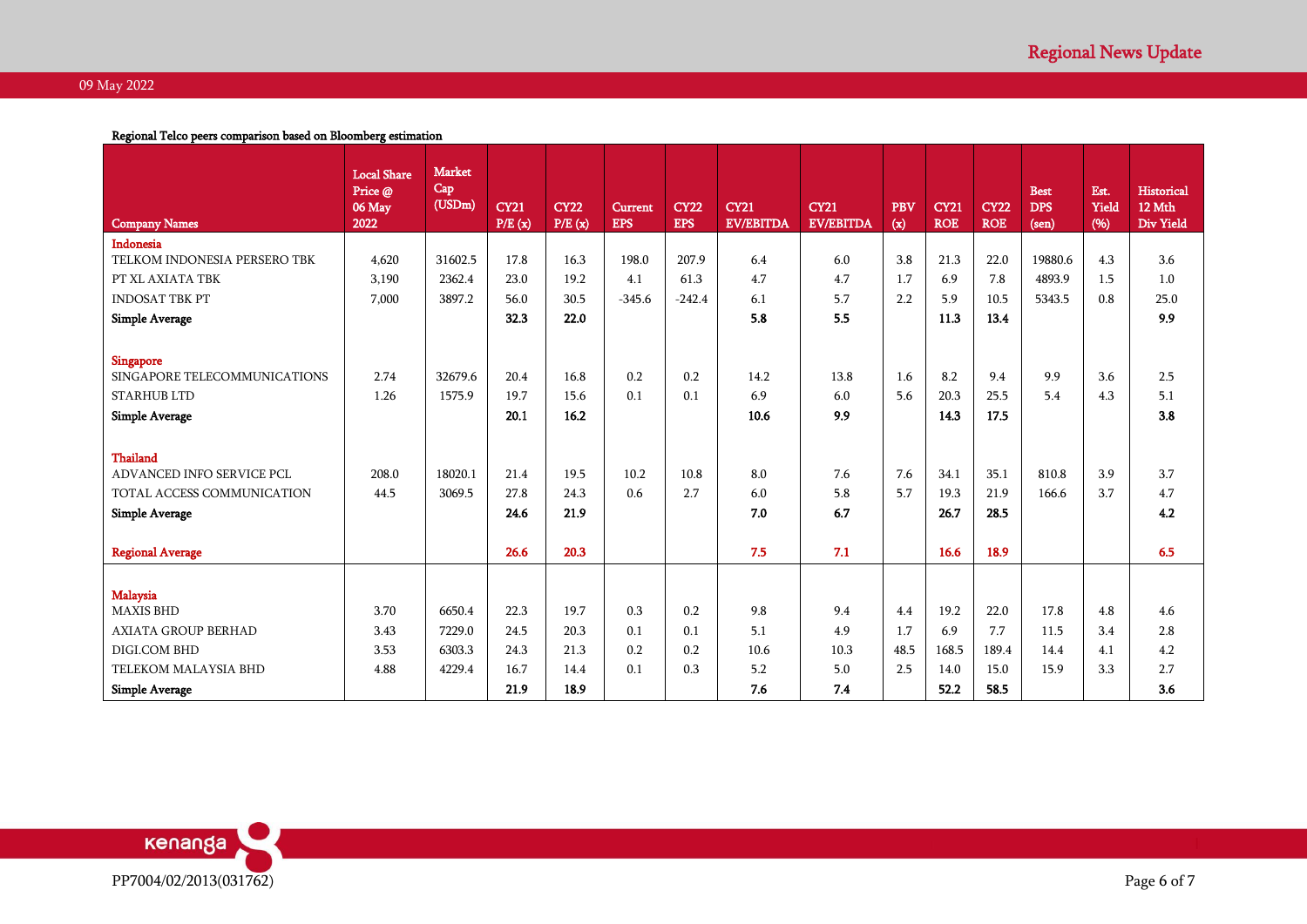Regional Telco peers comparison based on Bloomberg estimation

| Company Names | Local Share Price @ 06 May 2022 | Market Cap (USDm) | CY21 P/E (x) | CY22 P/E (x) | Current EPS | CY22 EPS | CY21 EV/EBITDA | CY21 EV/EBITDA | PBV (x) | CY21 ROE | CY22 ROE | Best DPS (sen) | Est. Yield (%) | Historical 12 Mth Div Yield |
|---|---|---|---|---|---|---|---|---|---|---|---|---|---|---|
| **Indonesia** | | | | | | | | | | | | | | |
| TELKOM INDONESIA PERSERO TBK | 4,620 | 31602.5 | 17.8 | 16.3 | 198.0 | 207.9 | 6.4 | 6.0 | 3.8 | 21.3 | 22.0 | 19880.6 | 4.3 | 3.6 |
| PT XL AXIATA TBK | 3,190 | 2362.4 | 23.0 | 19.2 | 4.1 | 61.3 | 4.7 | 4.7 | 1.7 | 6.9 | 7.8 | 4893.9 | 1.5 | 1.0 |
| INDOSAT TBK PT | 7,000 | 3897.2 | 56.0 | 30.5 | -345.6 | -242.4 | 6.1 | 5.7 | 2.2 | 5.9 | 10.5 | 5343.5 | 0.8 | 25.0 |
| **Simple Average** | | | **32.3** | **22.0** | | | **5.8** | **5.5** | | **11.3** | **13.4** | | | **9.9** |
| **Singapore** | | | | | | | | | | | | | | |
| SINGAPORE TELECOMMUNICATIONS | 2.74 | 32679.6 | 20.4 | 16.8 | 0.2 | 0.2 | 14.2 | 13.8 | 1.6 | 8.2 | 9.4 | 9.9 | 3.6 | 2.5 |
| STARHUB LTD | 1.26 | 1575.9 | 19.7 | 15.6 | 0.1 | 0.1 | 6.9 | 6.0 | 5.6 | 20.3 | 25.5 | 5.4 | 4.3 | 5.1 |
| **Simple Average** | | | **20.1** | **16.2** | | | **10.6** | **9.9** | | **14.3** | **17.5** | | | **3.8** |
| **Thailand** | | | | | | | | | | | | | | |
| ADVANCED INFO SERVICE PCL | 208.0 | 18020.1 | 21.4 | 19.5 | 10.2 | 10.8 | 8.0 | 7.6 | 7.6 | 34.1 | 35.1 | 810.8 | 3.9 | 3.7 |
| TOTAL ACCESS COMMUNICATION | 44.5 | 3069.5 | 27.8 | 24.3 | 0.6 | 2.7 | 6.0 | 5.8 | 5.7 | 19.3 | 21.9 | 166.6 | 3.7 | 4.7 |
| **Simple Average** | | | **24.6** | **21.9** | | | **7.0** | **6.7** | | **26.7** | **28.5** | | | **4.2** |
| **Regional Average** | | | **26.6** | **20.3** | | | **7.5** | **7.1** | | **16.6** | **18.9** | | | **6.5** |
| **Malaysia** | | | | | | | | | | | | | | |
| MAXIS BHD | 3.70 | 6650.4 | 22.3 | 19.7 | 0.3 | 0.2 | 9.8 | 9.4 | 4.4 | 19.2 | 22.0 | 17.8 | 4.8 | 4.6 |
| AXIATA GROUP BERHAD | 3.43 | 7229.0 | 24.5 | 20.3 | 0.1 | 0.1 | 5.1 | 4.9 | 1.7 | 6.9 | 7.7 | 11.5 | 3.4 | 2.8 |
| DIGI.COM BHD | 3.53 | 6303.3 | 24.3 | 21.3 | 0.2 | 0.2 | 10.6 | 10.3 | 48.5 | 168.5 | 189.4 | 14.4 | 4.1 | 4.2 |
| TELEKOM MALAYSIA BHD | 4.88 | 4229.4 | 16.7 | 14.4 | 0.1 | 0.3 | 5.2 | 5.0 | 2.5 | 14.0 | 15.0 | 15.9 | 3.3 | 2.7 |
| **Simple Average** | | | **21.9** | **18.9** | | | **7.6** | **7.4** | | **52.2** | **58.5** | | | **3.6** |

PP7004/02/2013(031762)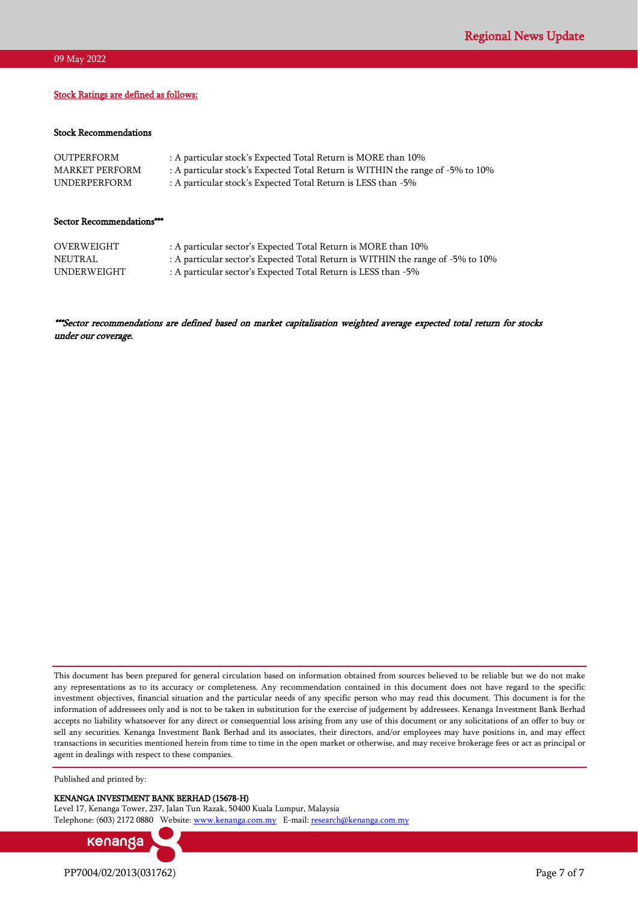Stock Ratings are defined as follows:

**Stock Recommendations**

| | |
|---|---|
| OUTPERFORM | : A particular stock's Expected Total Return is MORE than 10% |
| MARKET PERFORM | : A particular stock's Expected Total Return is WITHIN the range of -5% to 10% |
| UNDERPERFORM | : A particular stock's Expected Total Return is LESS than -5% |

**Sector Recommendations*****

| | |
|---|---|
| OVERWEIGHT | : A particular sector's Expected Total Return is MORE than 10% |
| NEUTRAL | : A particular sector's Expected Total Return is WITHIN the range of -5% to 10% |
| UNDERWEIGHT | : A particular sector's Expected Total Return is LESS than -5% |

****Sector recommendations are defined based on market capitalisation weighted average expected total return for stocks under our coverage.*

This document has been prepared for general circulation based on information obtained from sources believed to be reliable but we do not make any representations as to its accuracy or completeness. Any recommendation contained in this document does not have regard to the specific investment objectives, financial situation and the particular needs of any specific person who may read this document. This document is for the information of addressees only and is not to be taken in substitution for the exercise of judgement by addressees. Kenanga Investment Bank Berhad accepts no liability whatsoever for any direct or consequential loss arising from any use of this document or any solicitations of an offer to buy or sell any securities. Kenanga Investment Bank Berhad and its associates, their directors, and/or employees may have positions in, and may effect transactions in securities mentioned herein from time to time in the open market or otherwise, and may receive brokerage fees or act as principal or agent in dealings with respect to these companies.

Published and printed by:

**KENANGA INVESTMENT BANK BERHAD (15678-H)**
Level 17, Kenanga Tower, 237, Jalan Tun Razak, 50400 Kuala Lumpur, Malaysia
Telephone: (603) 2172 0880 Website: www.kenanga.com.my E-mail: research@kenanga.com.my

PP7004/02/2013(031762)